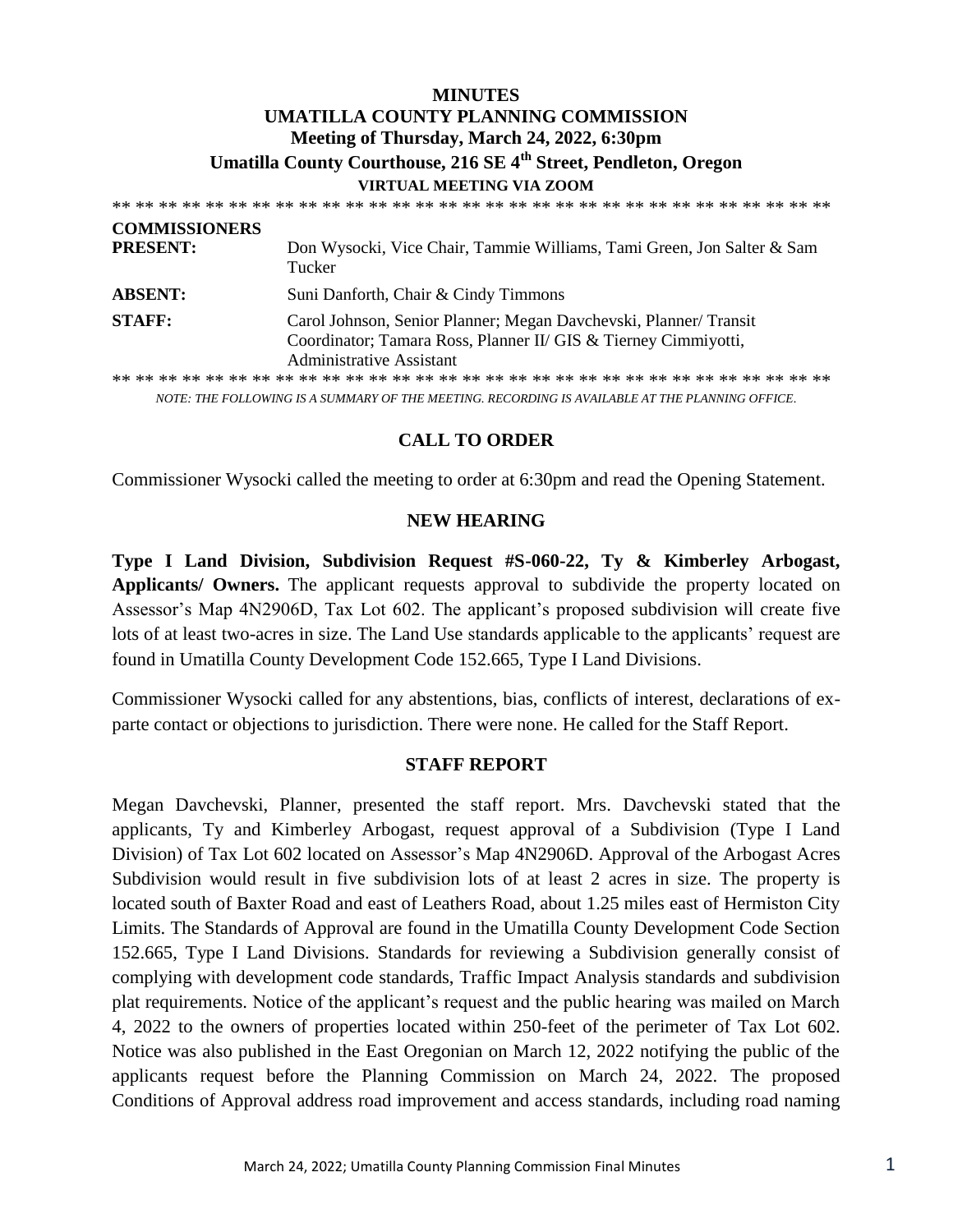# MINUTES
## UMATILLA COUNTY PLANNING COMMISSION
### Meeting of Thursday, March 24, 2022, 6:30pm
### Umatilla County Courthouse, 216 SE 4th Street, Pendleton, Oregon
**VIRTUAL MEETING VIA ZOOM**

** ** ** ** ** ** ** ** ** ** ** ** ** ** ** ** ** ** ** ** ** ** ** ** ** ** ** ** ** ** ** **

| | |
|---|---|
| **COMMISSIONERS PRESENT:** | Don Wysocki, Vice Chair, Tammie Williams, Tami Green, Jon Salter & Sam Tucker |
| **ABSENT:** | Suni Danforth, Chair & Cindy Timmons |
| **STAFF:** | Carol Johnson, Senior Planner; Megan Davchevski, Planner/ Transit Coordinator; Tamara Ross, Planner II/ GIS & Tierney Cimmiyotti, Administrative Assistant |

** ** ** ** ** ** ** ** ** ** ** ** ** ** ** ** ** ** ** ** ** ** ** ** ** ** ** ** ** ** ** **

*NOTE: THE FOLLOWING IS A SUMMARY OF THE MEETING. RECORDING IS AVAILABLE AT THE PLANNING OFFICE.*

## CALL TO ORDER

Commissioner Wysocki called the meeting to order at 6:30pm and read the Opening Statement.

## NEW HEARING

**Type I Land Division, Subdivision Request #S-060-22, Ty & Kimberley Arbogast, Applicants/ Owners.** The applicant requests approval to subdivide the property located on Assessor's Map 4N2906D, Tax Lot 602. The applicant's proposed subdivision will create five lots of at least two-acres in size. The Land Use standards applicable to the applicants' request are found in Umatilla County Development Code 152.665, Type I Land Divisions.

Commissioner Wysocki called for any abstentions, bias, conflicts of interest, declarations of ex-parte contact or objections to jurisdiction. There were none. He called for the Staff Report.

## STAFF REPORT

Megan Davchevski, Planner, presented the staff report. Mrs. Davchevski stated that the applicants, Ty and Kimberley Arbogast, request approval of a Subdivision (Type I Land Division) of Tax Lot 602 located on Assessor's Map 4N2906D. Approval of the Arbogast Acres Subdivision would result in five subdivision lots of at least 2 acres in size. The property is located south of Baxter Road and east of Leathers Road, about 1.25 miles east of Hermiston City Limits. The Standards of Approval are found in the Umatilla County Development Code Section 152.665, Type I Land Divisions. Standards for reviewing a Subdivision generally consist of complying with development code standards, Traffic Impact Analysis standards and subdivision plat requirements. Notice of the applicant's request and the public hearing was mailed on March 4, 2022 to the owners of properties located within 250-feet of the perimeter of Tax Lot 602. Notice was also published in the East Oregonian on March 12, 2022 notifying the public of the applicants request before the Planning Commission on March 24, 2022. The proposed Conditions of Approval address road improvement and access standards, including road naming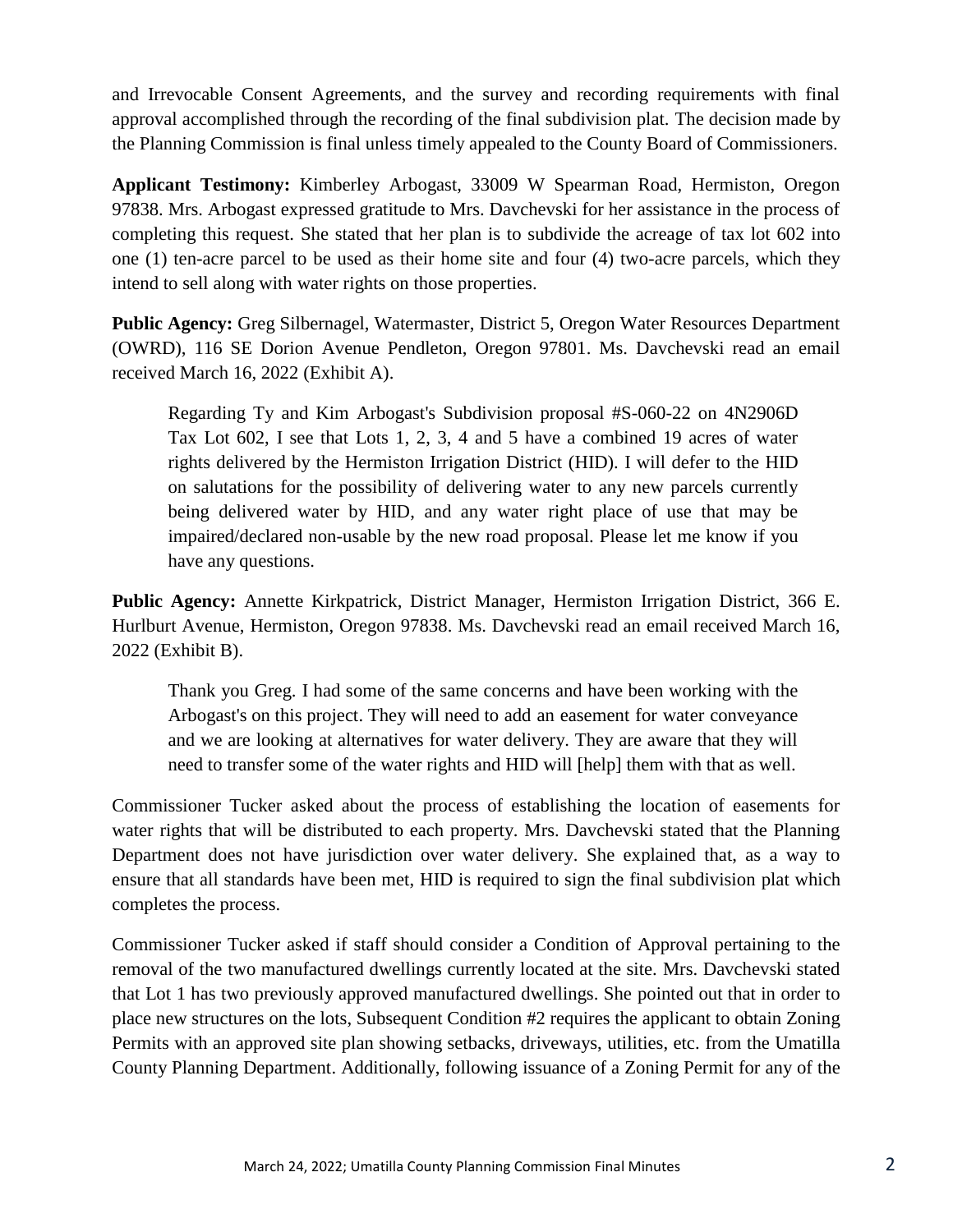and Irrevocable Consent Agreements, and the survey and recording requirements with final approval accomplished through the recording of the final subdivision plat. The decision made by the Planning Commission is final unless timely appealed to the County Board of Commissioners.

**Applicant Testimony:** Kimberley Arbogast, 33009 W Spearman Road, Hermiston, Oregon 97838. Mrs. Arbogast expressed gratitude to Mrs. Davchevski for her assistance in the process of completing this request. She stated that her plan is to subdivide the acreage of tax lot 602 into one (1) ten-acre parcel to be used as their home site and four (4) two-acre parcels, which they intend to sell along with water rights on those properties.

**Public Agency:** Greg Silbernagel, Watermaster, District 5, Oregon Water Resources Department (OWRD), 116 SE Dorion Avenue Pendleton, Oregon 97801. Ms. Davchevski read an email received March 16, 2022 (Exhibit A).

> Regarding Ty and Kim Arbogast's Subdivision proposal #S-060-22 on 4N2906D Tax Lot 602, I see that Lots 1, 2, 3, 4 and 5 have a combined 19 acres of water rights delivered by the Hermiston Irrigation District (HID). I will defer to the HID on salutations for the possibility of delivering water to any new parcels currently being delivered water by HID, and any water right place of use that may be impaired/declared non-usable by the new road proposal. Please let me know if you have any questions.

**Public Agency:** Annette Kirkpatrick, District Manager, Hermiston Irrigation District, 366 E. Hurlburt Avenue, Hermiston, Oregon 97838. Ms. Davchevski read an email received March 16, 2022 (Exhibit B).

> Thank you Greg. I had some of the same concerns and have been working with the Arbogast's on this project. They will need to add an easement for water conveyance and we are looking at alternatives for water delivery. They are aware that they will need to transfer some of the water rights and HID will [help] them with that as well.

Commissioner Tucker asked about the process of establishing the location of easements for water rights that will be distributed to each property. Mrs. Davchevski stated that the Planning Department does not have jurisdiction over water delivery. She explained that, as a way to ensure that all standards have been met, HID is required to sign the final subdivision plat which completes the process.

Commissioner Tucker asked if staff should consider a Condition of Approval pertaining to the removal of the two manufactured dwellings currently located at the site. Mrs. Davchevski stated that Lot 1 has two previously approved manufactured dwellings. She pointed out that in order to place new structures on the lots, Subsequent Condition #2 requires the applicant to obtain Zoning Permits with an approved site plan showing setbacks, driveways, utilities, etc. from the Umatilla County Planning Department. Additionally, following issuance of a Zoning Permit for any of the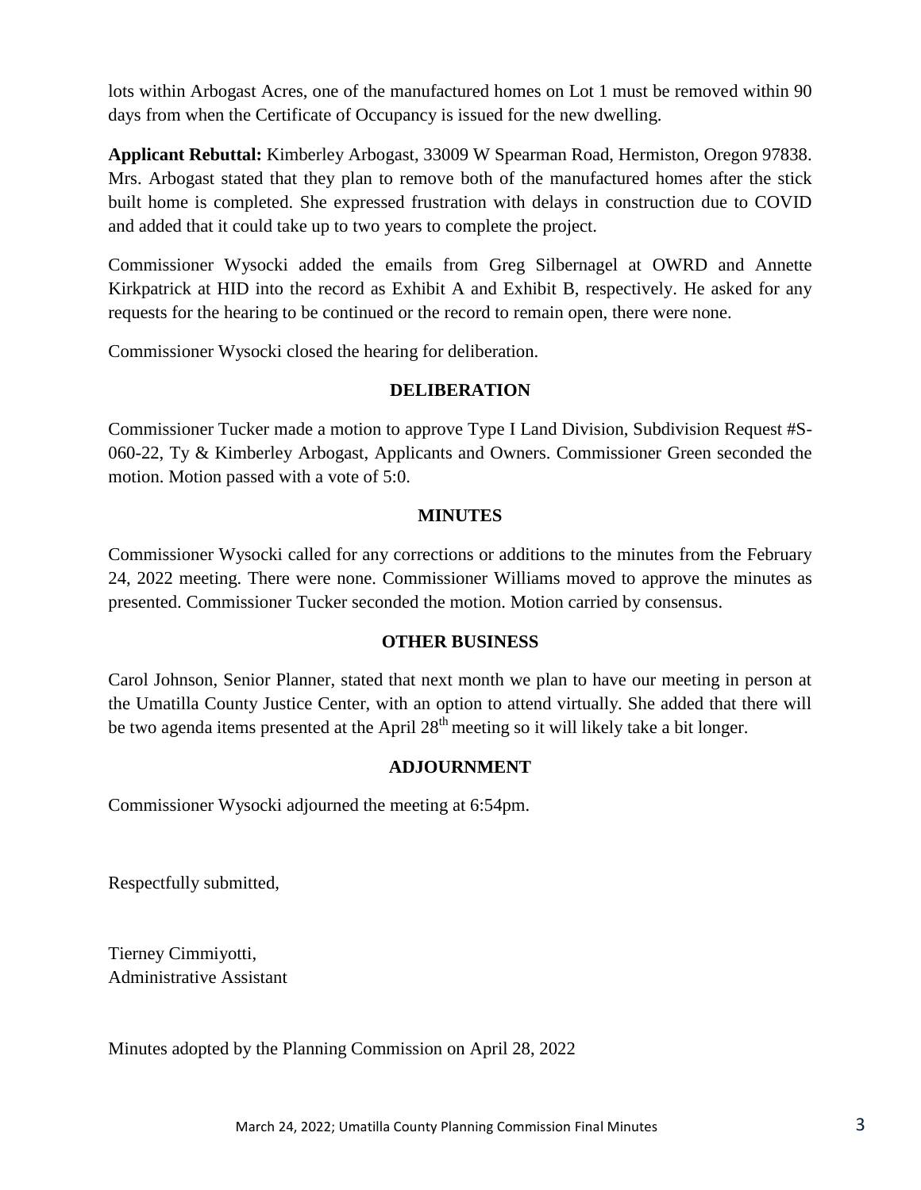lots within Arbogast Acres, one of the manufactured homes on Lot 1 must be removed within 90 days from when the Certificate of Occupancy is issued for the new dwelling.

**Applicant Rebuttal:** Kimberley Arbogast, 33009 W Spearman Road, Hermiston, Oregon 97838. Mrs. Arbogast stated that they plan to remove both of the manufactured homes after the stick built home is completed. She expressed frustration with delays in construction due to COVID and added that it could take up to two years to complete the project.

Commissioner Wysocki added the emails from Greg Silbernagel at OWRD and Annette Kirkpatrick at HID into the record as Exhibit A and Exhibit B, respectively. He asked for any requests for the hearing to be continued or the record to remain open, there were none.

Commissioner Wysocki closed the hearing for deliberation.

## DELIBERATION

Commissioner Tucker made a motion to approve Type I Land Division, Subdivision Request #S-060-22, Ty & Kimberley Arbogast, Applicants and Owners. Commissioner Green seconded the motion. Motion passed with a vote of 5:0.

## MINUTES

Commissioner Wysocki called for any corrections or additions to the minutes from the February 24, 2022 meeting. There were none. Commissioner Williams moved to approve the minutes as presented. Commissioner Tucker seconded the motion. Motion carried by consensus.

## OTHER BUSINESS

Carol Johnson, Senior Planner, stated that next month we plan to have our meeting in person at the Umatilla County Justice Center, with an option to attend virtually. She added that there will be two agenda items presented at the April 28th meeting so it will likely take a bit longer.

## ADJOURNMENT

Commissioner Wysocki adjourned the meeting at 6:54pm.

Respectfully submitted,

Tierney Cimmiyotti,
Administrative Assistant

Minutes adopted by the Planning Commission on April 28, 2022